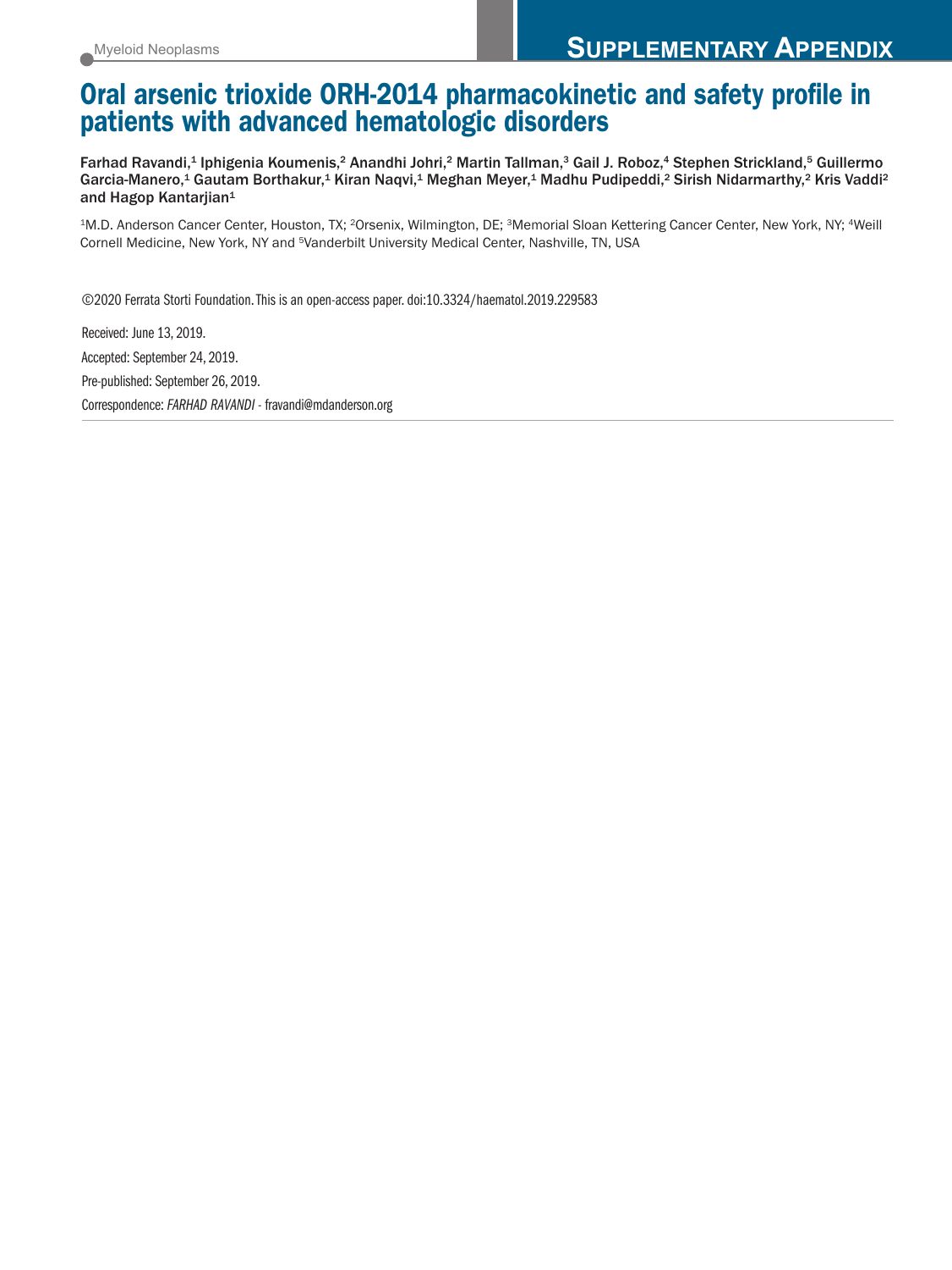Myeloid Neoplasms

**SUPPLEMENTARY APPENDIX**

# Oral arsenic trioxide ORH-2014 pharmacokinetic and safety profile in patients with advanced hematologic disorders

**Farhad Ravandi,[1] Iphigenia Koumenis,[2] Anandhi Johri,[2] Martin Tallman,[3] Gail J. Roboz,[4] Stephen Strickland,[5] Guillermo Garcia-Manero,[1] Gautam Borthakur,[1] Kiran Naqvi,[1] Meghan Meyer,[1] Madhu Pudipeddi,[2] Sirish Nidarmarthy,[2] Kris Vaddi[2] and Hagop Kantarjian[1]**

[1]M.D. Anderson Cancer Center, Houston, TX; [2]Orsenix, Wilmington, DE; [3]Memorial Sloan Kettering Cancer Center, New York, NY; [4]Weill Cornell Medicine, New York, NY and [5]Vanderbilt University Medical Center, Nashville, TN, USA

©2020 Ferrata Storti Foundation. This is an open-access paper. doi:10.3324/haematol.2019.229583

Received: June 13, 2019.

Accepted: September 24, 2019.

Pre-published: September 26, 2019.

Correspondence: *FARHAD RAVANDI* - fravandi@mdanderson.org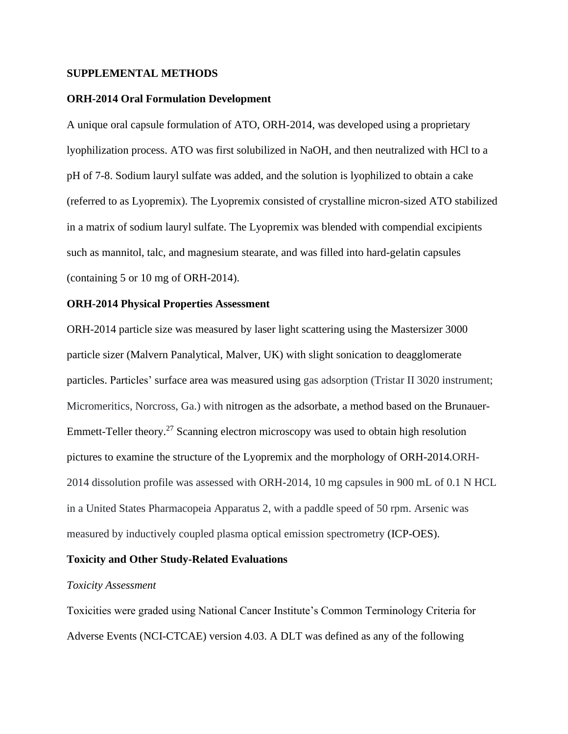**SUPPLEMENTAL METHODS**

**ORH-2014 Oral Formulation Development**

A unique oral capsule formulation of ATO, ORH-2014, was developed using a proprietary lyophilization process. ATO was first solubilized in NaOH, and then neutralized with HCl to a pH of 7-8. Sodium lauryl sulfate was added, and the solution is lyophilized to obtain a cake (referred to as Lyopremix). The Lyopremix consisted of crystalline micron-sized ATO stabilized in a matrix of sodium lauryl sulfate. The Lyopremix was blended with compendial excipients such as mannitol, talc, and magnesium stearate, and was filled into hard-gelatin capsules (containing 5 or 10 mg of ORH-2014).

**ORH-2014 Physical Properties Assessment**

ORH-2014 particle size was measured by laser light scattering using the Mastersizer 3000 particle sizer (Malvern Panalytical, Malver, UK) with slight sonication to deagglomerate particles. Particles' surface area was measured using gas adsorption (Tristar II 3020 instrument; Micromeritics, Norcross, Ga.) with nitrogen as the adsorbate, a method based on the Brunauer-Emmett-Teller theory.[27] Scanning electron microscopy was used to obtain high resolution pictures to examine the structure of the Lyopremix and the morphology of ORH-2014.ORH-2014 dissolution profile was assessed with ORH-2014, 10 mg capsules in 900 mL of 0.1 N HCL in a United States Pharmacopeia Apparatus 2, with a paddle speed of 50 rpm. Arsenic was measured by inductively coupled plasma optical emission spectrometry (ICP-OES).

**Toxicity and Other Study-Related Evaluations**

*Toxicity Assessment*

Toxicities were graded using National Cancer Institute's Common Terminology Criteria for Adverse Events (NCI-CTCAE) version 4.03. A DLT was defined as any of the following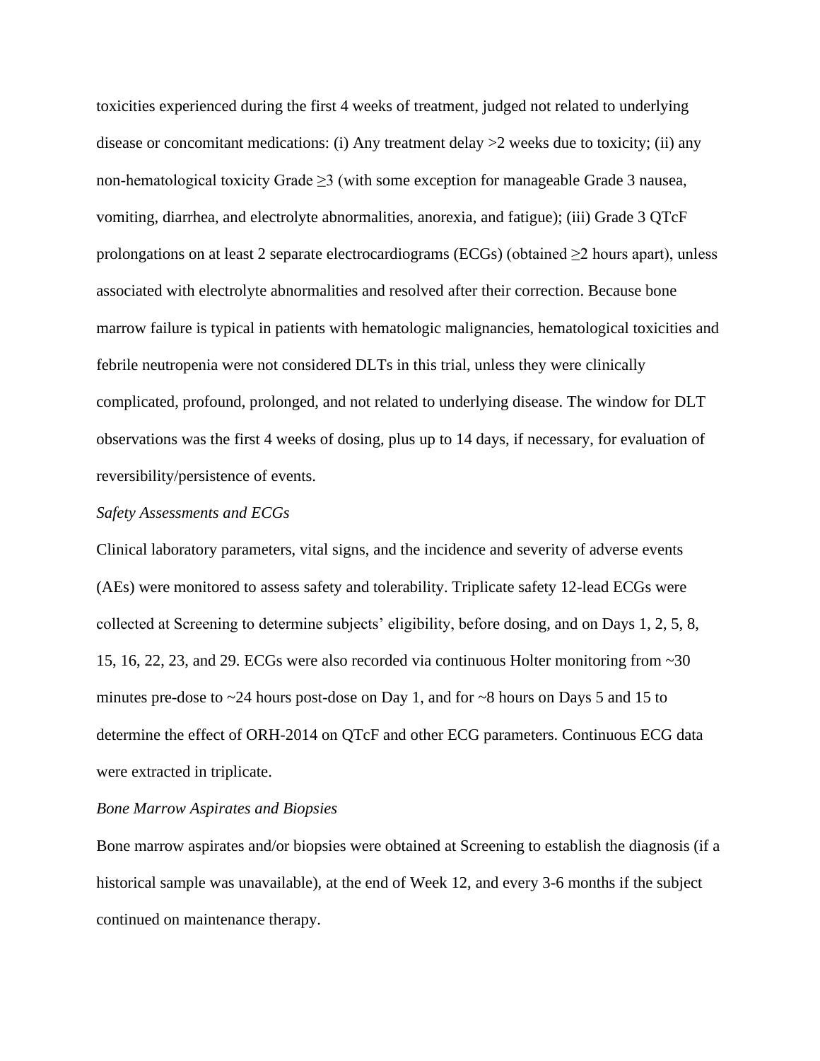toxicities experienced during the first 4 weeks of treatment, judged not related to underlying disease or concomitant medications: (i) Any treatment delay >2 weeks due to toxicity; (ii) any non-hematological toxicity Grade ≥3 (with some exception for manageable Grade 3 nausea, vomiting, diarrhea, and electrolyte abnormalities, anorexia, and fatigue); (iii) Grade 3 QTcF prolongations on at least 2 separate electrocardiograms (ECGs) (obtained ≥2 hours apart), unless associated with electrolyte abnormalities and resolved after their correction. Because bone marrow failure is typical in patients with hematologic malignancies, hematological toxicities and febrile neutropenia were not considered DLTs in this trial, unless they were clinically complicated, profound, prolonged, and not related to underlying disease. The window for DLT observations was the first 4 weeks of dosing, plus up to 14 days, if necessary, for evaluation of reversibility/persistence of events.

*Safety Assessments and ECGs*

Clinical laboratory parameters, vital signs, and the incidence and severity of adverse events (AEs) were monitored to assess safety and tolerability. Triplicate safety 12-lead ECGs were collected at Screening to determine subjects' eligibility, before dosing, and on Days 1, 2, 5, 8, 15, 16, 22, 23, and 29. ECGs were also recorded via continuous Holter monitoring from ~30 minutes pre-dose to ~24 hours post-dose on Day 1, and for ~8 hours on Days 5 and 15 to determine the effect of ORH-2014 on QTcF and other ECG parameters. Continuous ECG data were extracted in triplicate.

*Bone Marrow Aspirates and Biopsies*

Bone marrow aspirates and/or biopsies were obtained at Screening to establish the diagnosis (if a historical sample was unavailable), at the end of Week 12, and every 3-6 months if the subject continued on maintenance therapy.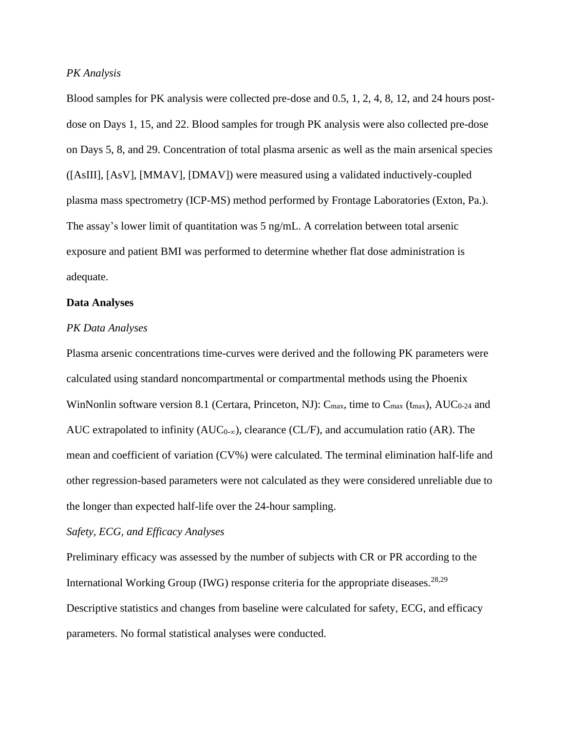*PK Analysis*

Blood samples for PK analysis were collected pre-dose and 0.5, 1, 2, 4, 8, 12, and 24 hours post-dose on Days 1, 15, and 22. Blood samples for trough PK analysis were also collected pre-dose on Days 5, 8, and 29. Concentration of total plasma arsenic as well as the main arsenical species ([AsIII], [AsV], [MMAV], [DMAV]) were measured using a validated inductively-coupled plasma mass spectrometry (ICP-MS) method performed by Frontage Laboratories (Exton, Pa.). The assay's lower limit of quantitation was 5 ng/mL. A correlation between total arsenic exposure and patient BMI was performed to determine whether flat dose administration is adequate.

**Data Analyses**

*PK Data Analyses*

Plasma arsenic concentrations time-curves were derived and the following PK parameters were calculated using standard noncompartmental or compartmental methods using the Phoenix WinNonlin software version 8.1 (Certara, Princeton, NJ): $C_{max}$, time to $C_{max}$ ($t_{max}$), $AUC_{0-24}$ and AUC extrapolated to infinity ($AUC_{0-\infty}$), clearance (CL/F), and accumulation ratio (AR). The mean and coefficient of variation (CV%) were calculated. The terminal elimination half-life and other regression-based parameters were not calculated as they were considered unreliable due to the longer than expected half-life over the 24-hour sampling.

*Safety, ECG, and Efficacy Analyses*

Preliminary efficacy was assessed by the number of subjects with CR or PR according to the International Working Group (IWG) response criteria for the appropriate diseases.[28,29] Descriptive statistics and changes from baseline were calculated for safety, ECG, and efficacy parameters. No formal statistical analyses were conducted.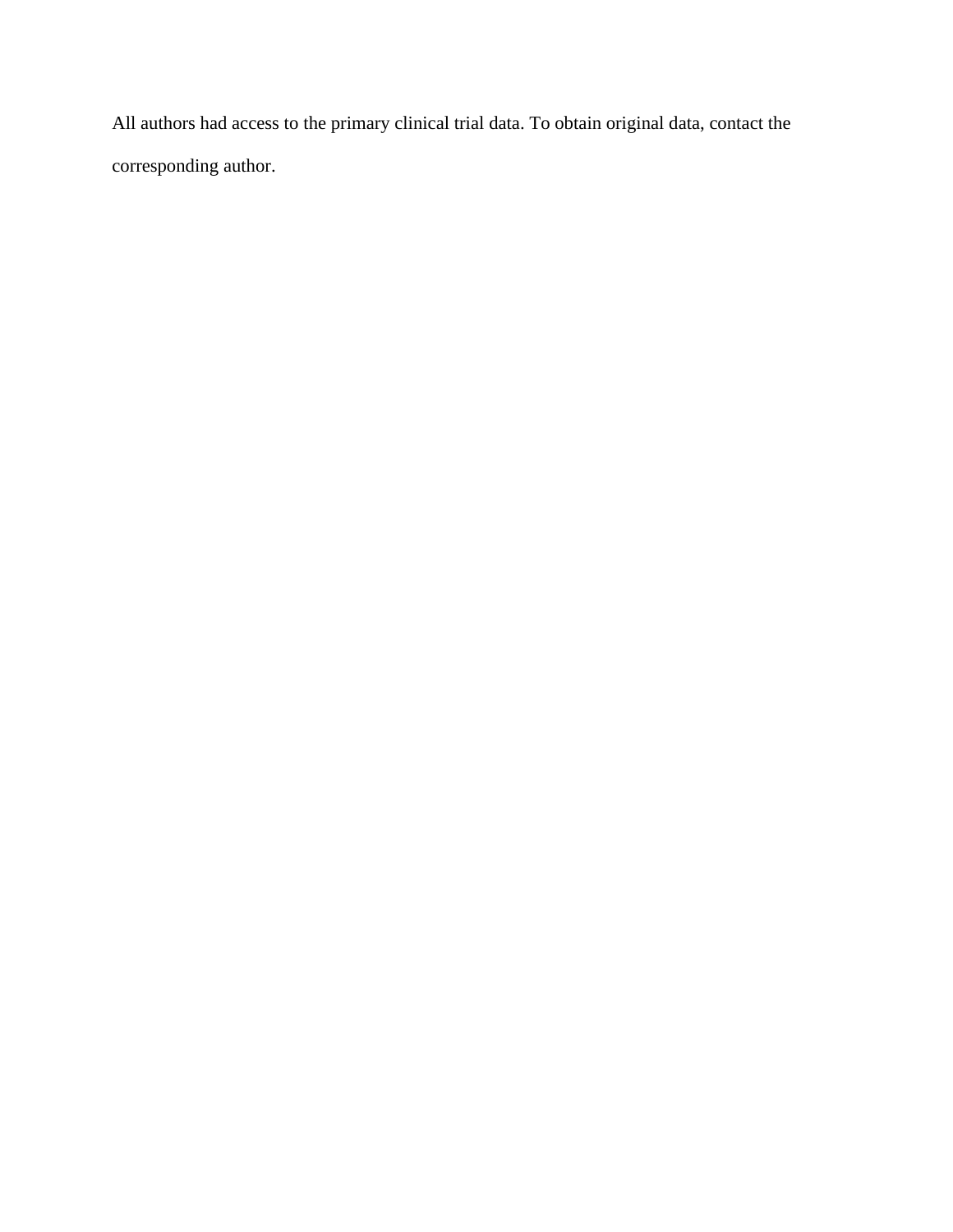All authors had access to the primary clinical trial data. To obtain original data, contact the corresponding author.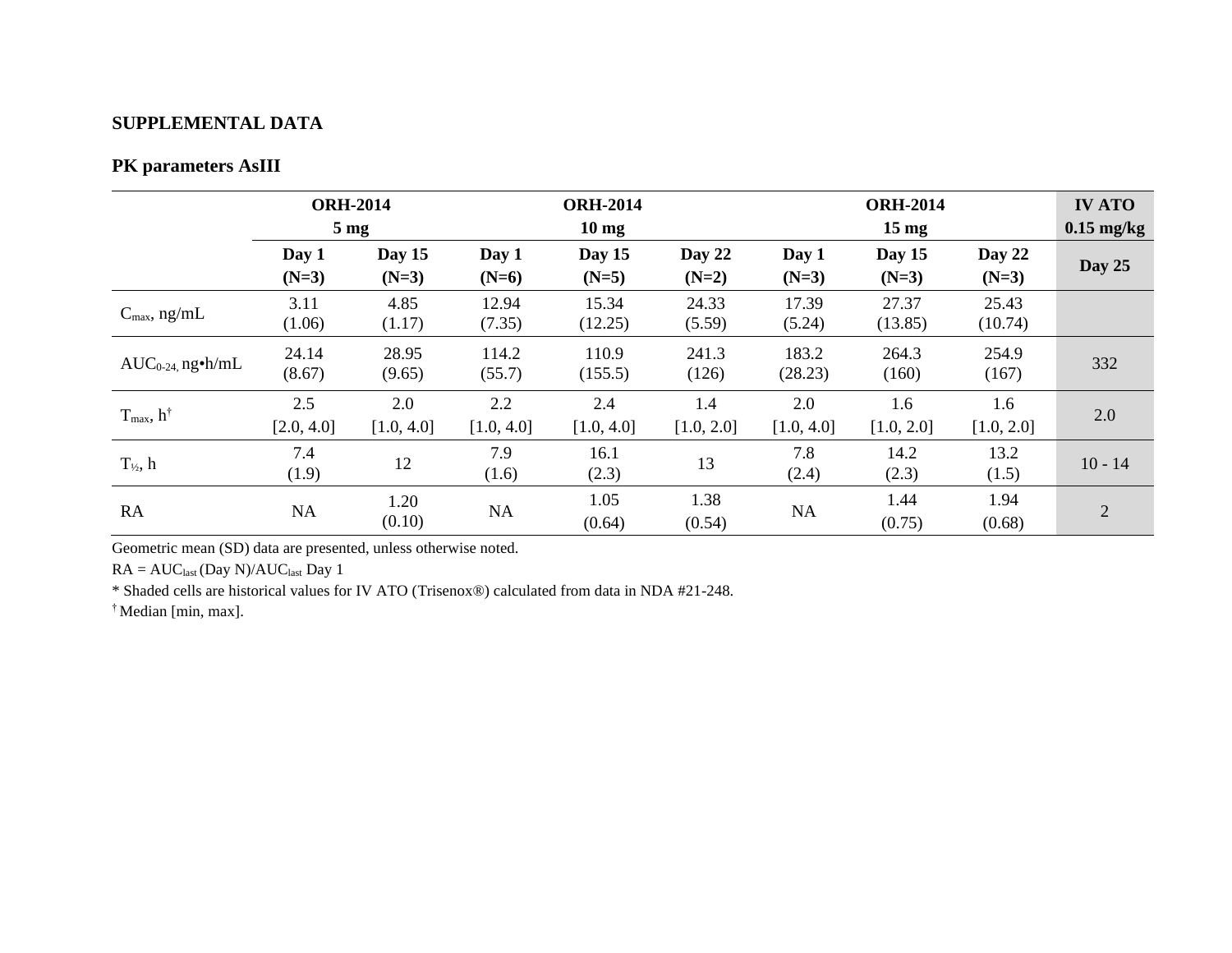## SUPPLEMENTAL DATA

### PK parameters AsIII

| | ORH-2014 5 mg | | ORH-2014 10 mg | | | ORH-2014 15 mg | | | IV ATO 0.15 mg/kg |
|---|---|---|---|---|---|---|---|---|---|
| | Day 1 (N=3) | Day 15 (N=3) | Day 1 (N=6) | Day 15 (N=5) | Day 22 (N=2) | Day 1 (N=3) | Day 15 (N=3) | Day 22 (N=3) | Day 25 |
| $C_{max}$, ng/mL | 3.11 (1.06) | 4.85 (1.17) | 12.94 (7.35) | 15.34 (12.25) | 24.33 (5.59) | 17.39 (5.24) | 27.37 (13.85) | 25.43 (10.74) | |
| $AUC_{0-24,}$ ng•h/mL | 24.14 (8.67) | 28.95 (9.65) | 114.2 (55.7) | 110.9 (155.5) | 241.3 (126) | 183.2 (28.23) | 264.3 (160) | 254.9 (167) | 332 |
| $T_{max}$, h† | 2.5 [2.0, 4.0] | 2.0 [1.0, 4.0] | 2.2 [1.0, 4.0] | 2.4 [1.0, 4.0] | 1.4 [1.0, 2.0] | 2.0 [1.0, 4.0] | 1.6 [1.0, 2.0] | 1.6 [1.0, 2.0] | 2.0 |
| $T_{½}$, h | 7.4 (1.9) | 12 | 7.9 (1.6) | 16.1 (2.3) | 13 | 7.8 (2.4) | 14.2 (2.3) | 13.2 (1.5) | 10 - 14 |
| RA | NA | 1.20 (0.10) | NA | 1.05 (0.64) | 1.38 (0.54) | NA | 1.44 (0.75) | 1.94 (0.68) | 2 |

Geometric mean (SD) data are presented, unless otherwise noted.

RA = $AUC_{last}$ (Day N)/$AUC_{last}$ Day 1

* Shaded cells are historical values for IV ATO (Trisenox®) calculated from data in NDA #21-248.

† Median [min, max].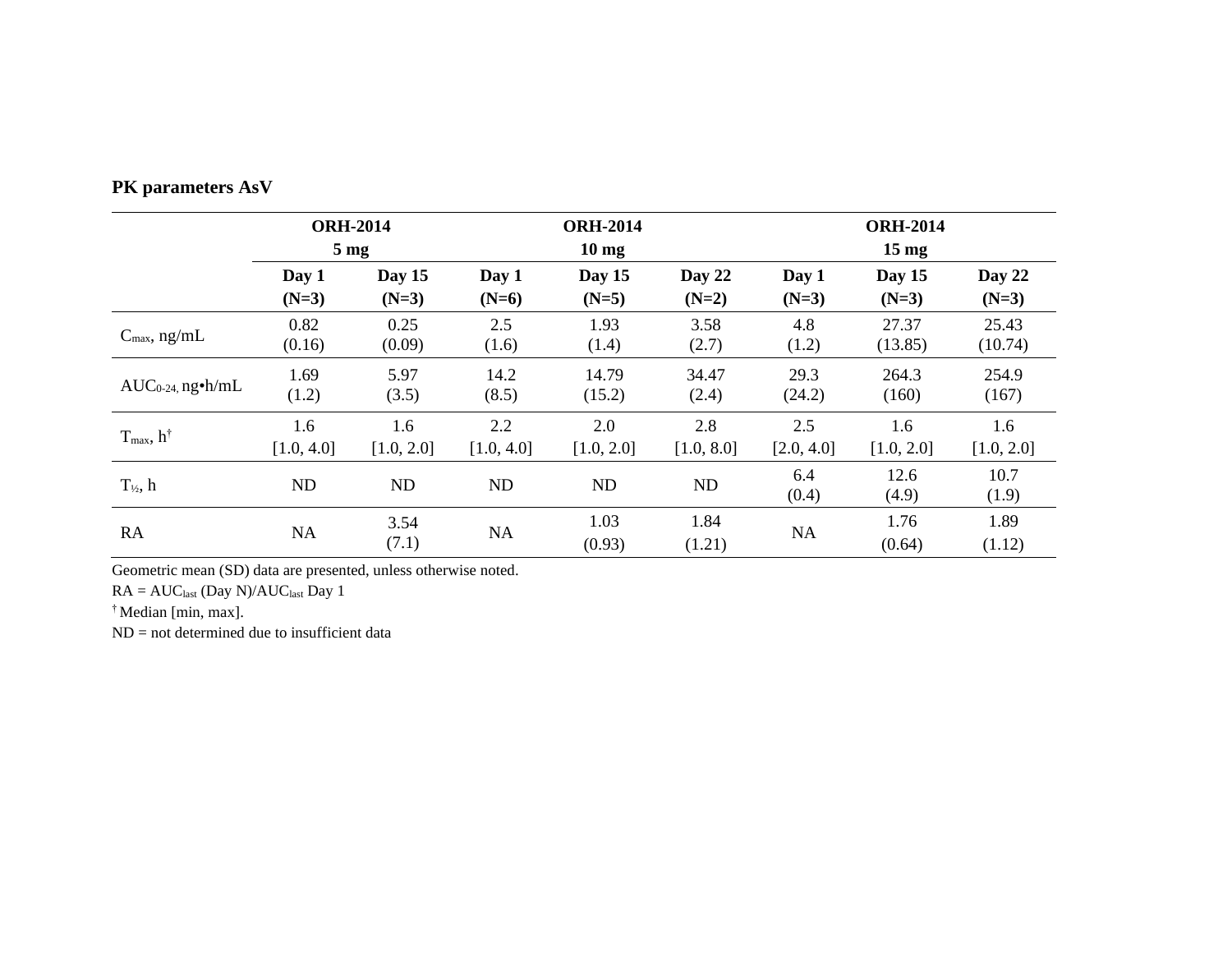**PK parameters AsV**

| | ORH-2014 5 mg | | ORH-2014 10 mg | | | ORH-2014 15 mg | | |
|---|---|---|---|---|---|---|---|---|
| | Day 1 (N=3) | Day 15 (N=3) | Day 1 (N=6) | Day 15 (N=5) | Day 22 (N=2) | Day 1 (N=3) | Day 15 (N=3) | Day 22 (N=3) |
| $C_{max}$, ng/mL | 0.82 (0.16) | 0.25 (0.09) | 2.5 (1.6) | 1.93 (1.4) | 3.58 (2.7) | 4.8 (1.2) | 27.37 (13.85) | 25.43 (10.74) |
| $AUC_{0\text{-}24}$, ng•h/mL | 1.69 (1.2) | 5.97 (3.5) | 14.2 (8.5) | 14.79 (15.2) | 34.47 (2.4) | 29.3 (24.2) | 264.3 (160) | 254.9 (167) |
| $T_{max}$, h† | 1.6 [1.0, 4.0] | 1.6 [1.0, 2.0] | 2.2 [1.0, 4.0] | 2.0 [1.0, 2.0] | 2.8 [1.0, 8.0] | 2.5 [2.0, 4.0] | 1.6 [1.0, 2.0] | 1.6 [1.0, 2.0] |
| $T_{½}$, h | ND | ND | ND | ND | ND | 6.4 (0.4) | 12.6 (4.9) | 10.7 (1.9) |
| RA | NA | 3.54 (7.1) | NA | 1.03 (0.93) | 1.84 (1.21) | NA | 1.76 (0.64) | 1.89 (1.12) |

Geometric mean (SD) data are presented, unless otherwise noted.

RA = $AUC_{last}$ (Day N)/$AUC_{last}$ Day 1

† Median [min, max].

ND = not determined due to insufficient data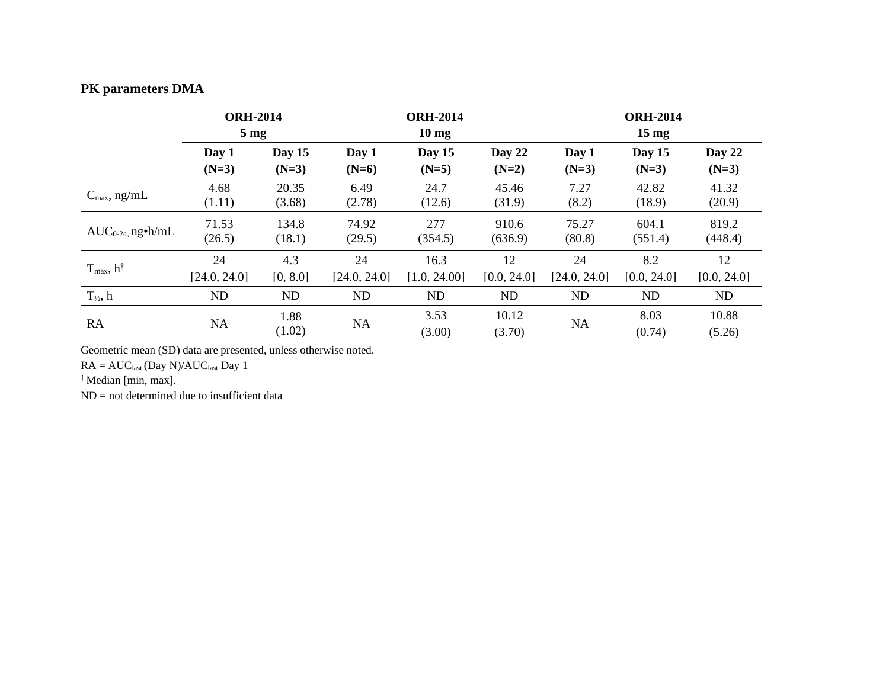**PK parameters DMA**

| | ORH-2014 5 mg | | ORH-2014 10 mg | | | ORH-2014 15 mg | | |
|---|---|---|---|---|---|---|---|---|
| | Day 1 (N=3) | Day 15 (N=3) | Day 1 (N=6) | Day 15 (N=5) | Day 22 (N=2) | Day 1 (N=3) | Day 15 (N=3) | Day 22 (N=3) |
| $C_{max}$, ng/mL | 4.68 (1.11) | 20.35 (3.68) | 6.49 (2.78) | 24.7 (12.6) | 45.46 (31.9) | 7.27 (8.2) | 42.82 (18.9) | 41.32 (20.9) |
| $AUC_{0-24,}$ ng•h/mL | 71.53 (26.5) | 134.8 (18.1) | 74.92 (29.5) | 277 (354.5) | 910.6 (636.9) | 75.27 (80.8) | 604.1 (551.4) | 819.2 (448.4) |
| $T_{max}$, h† | 24 [24.0, 24.0] | 4.3 [0, 8.0] | 24 [24.0, 24.0] | 16.3 [1.0, 24.00] | 12 [0.0, 24.0] | 24 [24.0, 24.0] | 8.2 [0.0, 24.0] | 12 [0.0, 24.0] |
| $T_{½}$, h | ND | ND | ND | ND | ND | ND | ND | ND |
| RA | NA | 1.88 (1.02) | NA | 3.53 (3.00) | 10.12 (3.70) | NA | 8.03 (0.74) | 10.88 (5.26) |

Geometric mean (SD) data are presented, unless otherwise noted.

RA = $AUC_{last}$ (Day N)/$AUC_{last}$ Day 1

† Median [min, max].

ND = not determined due to insufficient data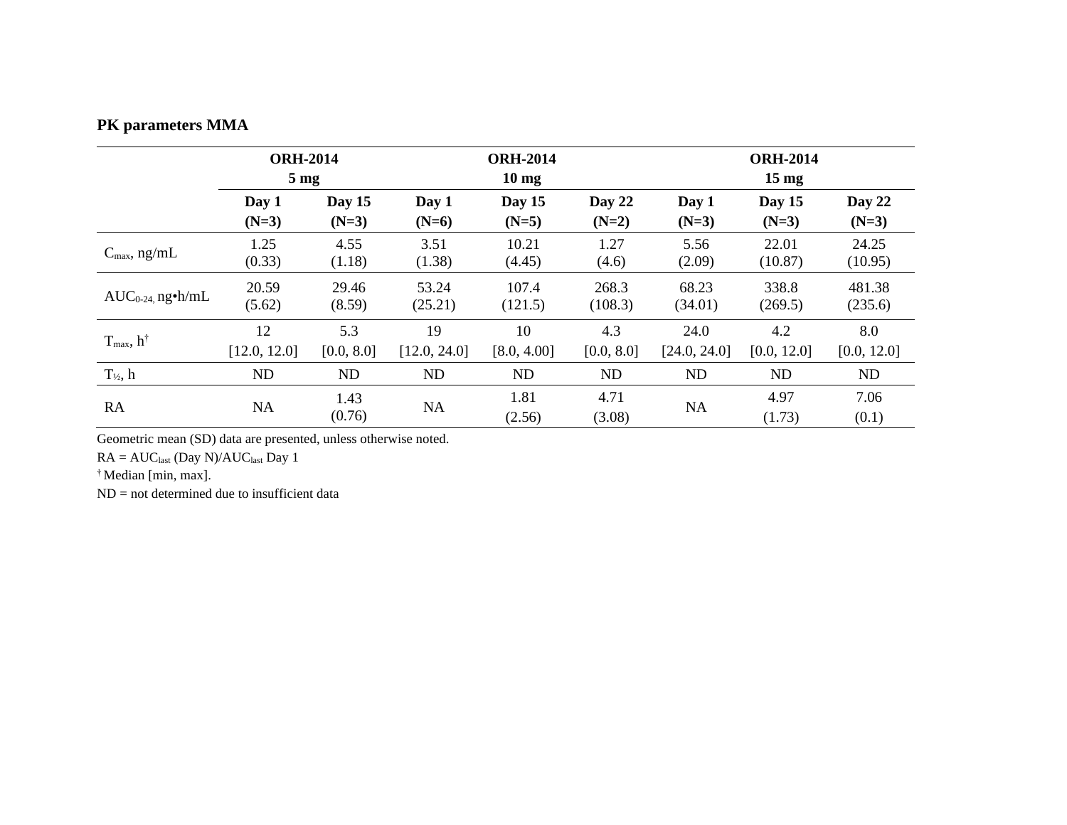**PK parameters MMA**

| | ORH-2014 5 mg | | ORH-2014 10 mg | | | ORH-2014 15 mg | | |
|---|---|---|---|---|---|---|---|---|
| | Day 1 (N=3) | Day 15 (N=3) | Day 1 (N=6) | Day 15 (N=5) | Day 22 (N=2) | Day 1 (N=3) | Day 15 (N=3) | Day 22 (N=3) |
| $C_{max}$, ng/mL | 1.25 (0.33) | 4.55 (1.18) | 3.51 (1.38) | 10.21 (4.45) | 1.27 (4.6) | 5.56 (2.09) | 22.01 (10.87) | 24.25 (10.95) |
| $AUC_{0-24,}$ ng•h/mL | 20.59 (5.62) | 29.46 (8.59) | 53.24 (25.21) | 107.4 (121.5) | 268.3 (108.3) | 68.23 (34.01) | 338.8 (269.5) | 481.38 (235.6) |
| $T_{max}$, h† | 12 [12.0, 12.0] | 5.3 [0.0, 8.0] | 19 [12.0, 24.0] | 10 [8.0, 4.00] | 4.3 [0.0, 8.0] | 24.0 [24.0, 24.0] | 4.2 [0.0, 12.0] | 8.0 [0.0, 12.0] |
| $T_{½}$, h | ND | ND | ND | ND | ND | ND | ND | ND |
| RA | NA | 1.43 (0.76) | NA | 1.81 (2.56) | 4.71 (3.08) | NA | 4.97 (1.73) | 7.06 (0.1) |

Geometric mean (SD) data are presented, unless otherwise noted.

RA = $AUC_{last}$ (Day N)/$AUC_{last}$ Day 1

† Median [min, max].

ND = not determined due to insufficient data